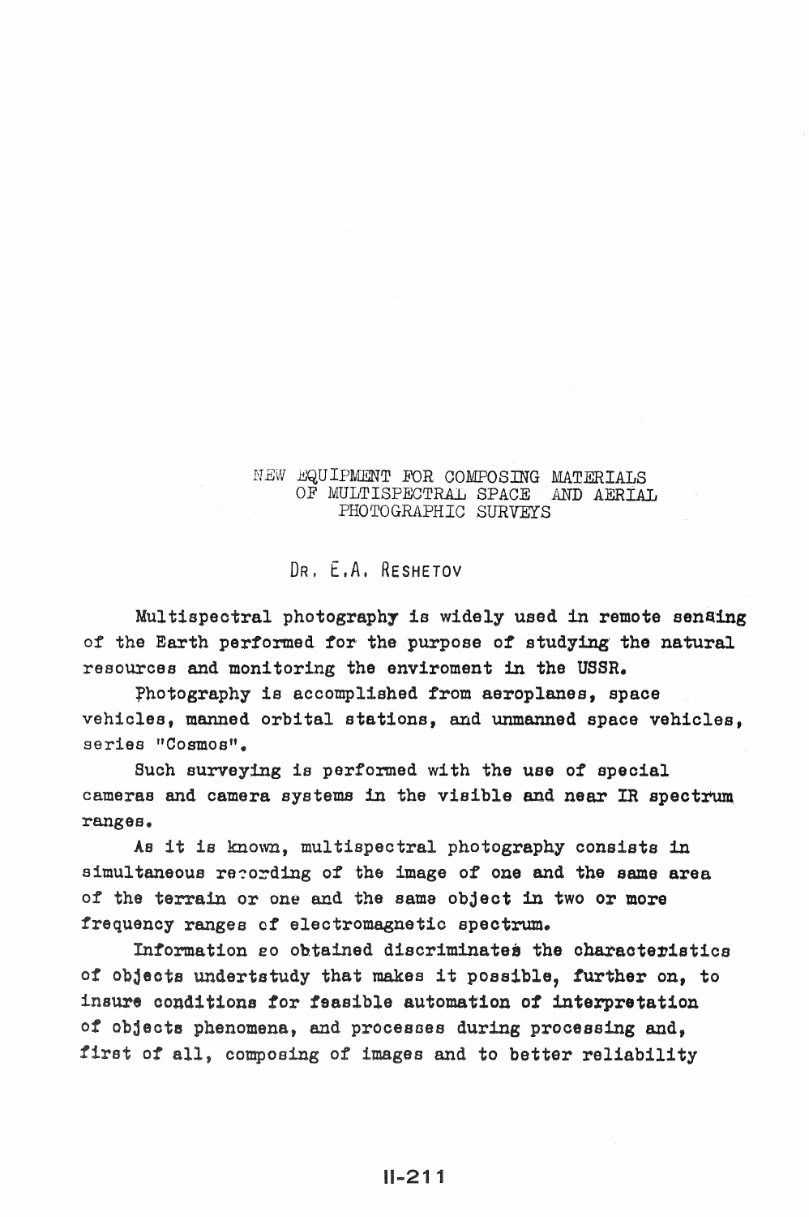# NEW EQUIPMENT FOR COMPOSING MATERIALS OF MULTISPECTRAL SPACE AND AERIAL PHOTOGRAPHIC SURVEYS

DR. E.A. RESHETOV

Multispectral photography is widely used in remote sensing of the Earth performed for the purpose of studying the natural resources and monitoring the enviroment in the USSR.

Photography is accomplished from aeroplanes, space vehicles, manned orbital stations, and unmanned space vehicles, series "Cosmos".

Such surveying is performed with the use of special cameras and camera systems in the visible and near IR spectrum ranges.

As it is known, multispectral photography consists in simultaneous recording of the image of one and the same area of the terrain or one and the same object in two or more frequency ranges of electromagnetic spectrum.

Information so obtained discriminates the characteristics of objects undertstudy that makes it possible, further on, to insure conditions for feasible automation of interpretation of objects phenomena, and processes during processing and, first of all, composing of images and to better reliability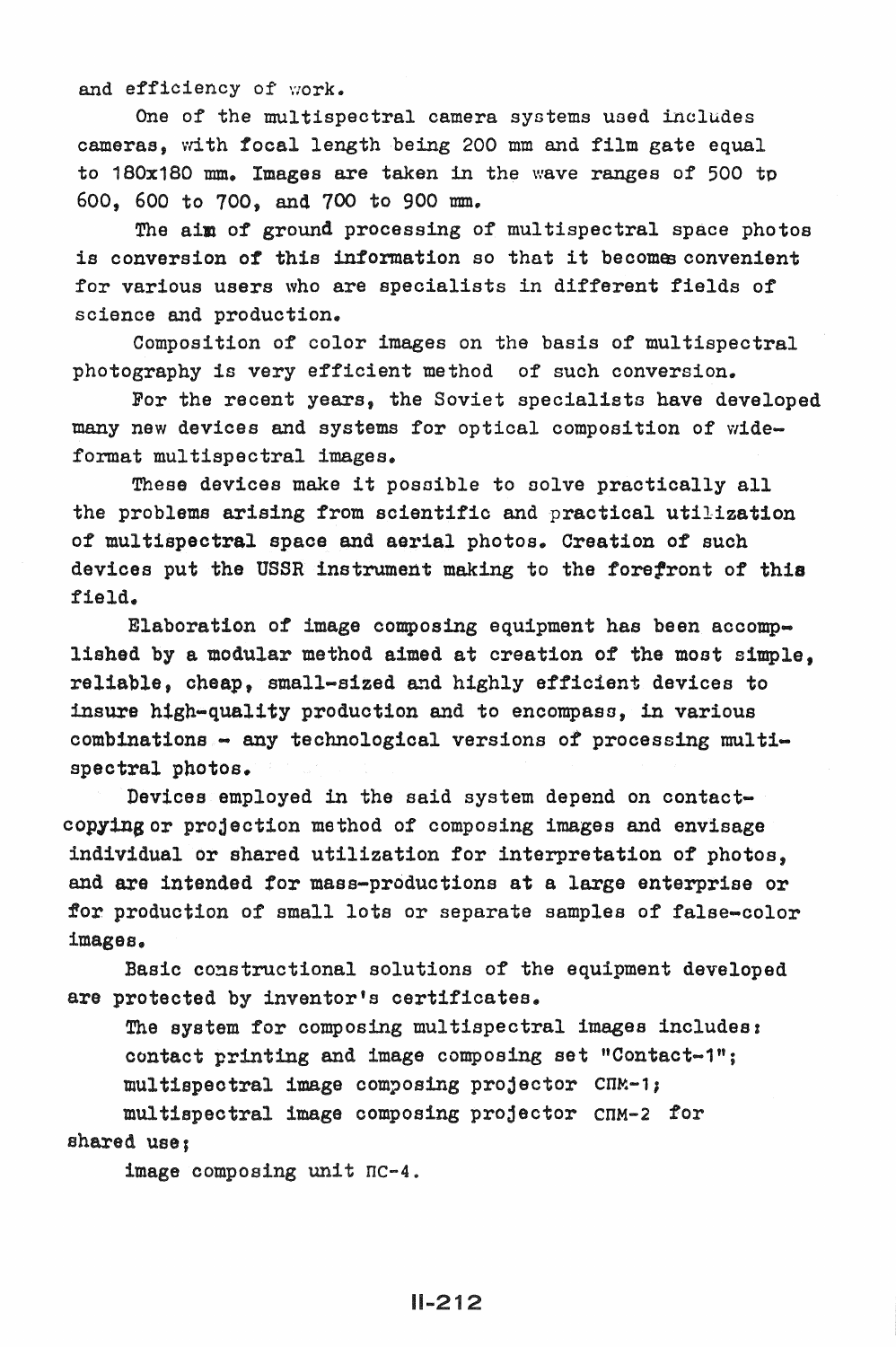and efficiency of work.

One of the multispectral camera systems used includes cameras, with focal length being 200 mm and film gate equal to 180x180 mm. Images are taken in the wave ranges of 500 tp 600, 600 to 700, and 700 to 900 mm.

The aim of ground processing of multispectral space photos is conversion of this information so that it becomes convenient for various users who are specialists in different fields of science and production.

Composition of color images on the basis of multispectral photography is very efficient method of such conversion.

For the recent years, the Soviet specialists have developed many new devices and systems for optical composition of wide-format multispectral images.

These devices make it possible to solve practically all the problems arising from scientific and practical utilization of multispectral space and aerial photos. Creation of such devices put the USSR instrument making to the forefront of this field.

Elaboration of image composing equipment has been accomplished by a modular method aimed at creation of the most simple, reliable, cheap, small-sized and highly efficient devices to insure high-quality production and to encompass, in various combinations - any technological versions of processing multispectral photos.

Devices employed in the said system depend on contact-copying or projection method of composing images and envisage individual or shared utilization for interpretation of photos, and are intended for mass-productions at a large enterprise or for production of small lots or separate samples of false-color images.

Basic constructional solutions of the equipment developed are protected by inventor's certificates.

The system for composing multispectral images includes:

contact printing and image composing set "Contact-1";

multispectral image composing projector СПМ-1;

multispectral image composing projector СПМ-2 for shared use;

image composing unit ПС-4.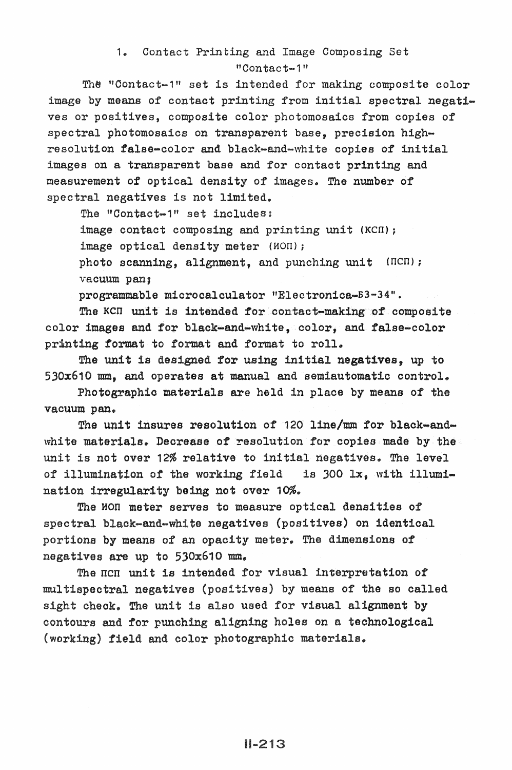## 1. Contact Printing and Image Composing Set "Contact-1"

The "Contact-1" set is intended for making composite color image by means of contact printing from initial spectral negatives or positives, composite color photomosaics from copies of spectral photomosaics on transparent base, precision high-resolution false-color and black-and-white copies of initial images on a transparent base and for contact printing and measurement of optical density of images. The number of spectral negatives is not limited.

The "Contact-1" set includes:

image contact composing and printing unit (КСП);

image optical density meter (ИОП);

photo scanning, alignment, and punching unit (ПСП);

vacuum pan;

programmable microcalculator "Electronica-Б3-34".

The КСП unit is intended for contact-making of composite color images and for black-and-white, color, and false-color printing format to format and format to roll.

The unit is designed for using initial negatives, up to 530x610 mm, and operates at manual and semiautomatic control.

Photographic materials are held in place by means of the vacuum pan.

The unit insures resolution of 120 line/mm for black-and-white materials. Decrease of resolution for copies made by the unit is not over 12% relative to initial negatives. The level of illumination of the working field is 300 lx, with illumination irregularity being not over 10%.

The ИОП meter serves to measure optical densities of spectral black-and-white negatives (positives) on identical portions by means of an opacity meter. The dimensions of negatives are up to 530x610 mm.

The ПСП unit is intended for visual interpretation of multispectral negatives (positives) by means of the so called sight check. The unit is also used for visual alignment by contours and for punching aligning holes on a technological (working) field and color photographic materials.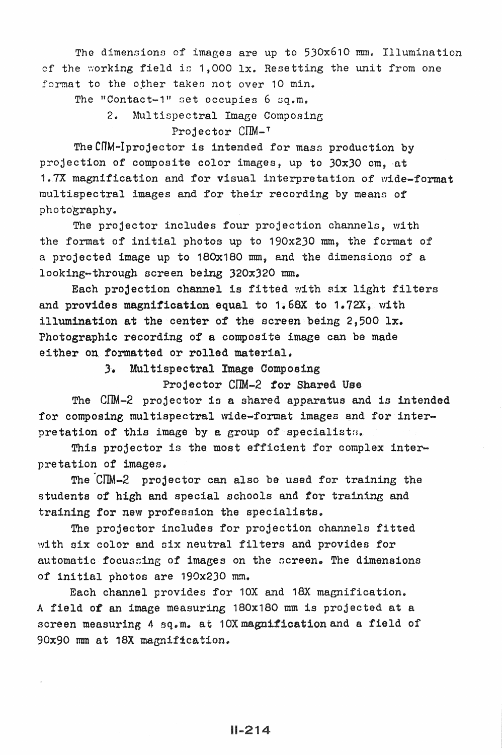The dimensions of images are up to 530x610 mm. Illumination of the working field is 1,000 lx. Resetting the unit from one format to the other takes not over 10 min.

The "Contact-1" set occupies 6 sq.m.

## 2. Multispectral Image Composing Projector СПМ-1

The СПМ-1 projector is intended for mass production by projection of composite color images, up to 30x30 cm, at 1.7X magnification and for visual interpretation of wide-format multispectral images and for their recording by means of photography.

The projector includes four projection channels, with the format of initial photos up to 190x230 mm, the format of a projected image up to 180x180 mm, and the dimensions of a looking-through screen being 320x320 mm.

Each projection channel is fitted with six light filters and provides magnification equal to 1.68X to 1.72X, with illumination at the center of the screen being 2,500 lx. Photographic recording of a composite image can be made either on formatted or rolled material.

## 3. Multispectral Image Composing Projector СПМ-2 for Shared Use

The СПМ-2 projector is a shared apparatus and is intended for composing multispectral wide-format images and for interpretation of this image by a group of specialists.

This projector is the most efficient for complex interpretation of images.

The СПМ-2 projector can also be used for training the students of high and special schools and for training and training for new profession the specialists.

The projector includes for projection channels fitted with six color and six neutral filters and provides for automatic focussing of images on the screen. The dimensions of initial photos are 190x230 mm.

Each channel provides for 10X and 18X magnification. A field of an image measuring 180x180 mm is projected at a screen measuring 4 sq.m. at 10X magnification and a field of 90x90 mm at 18X magnification.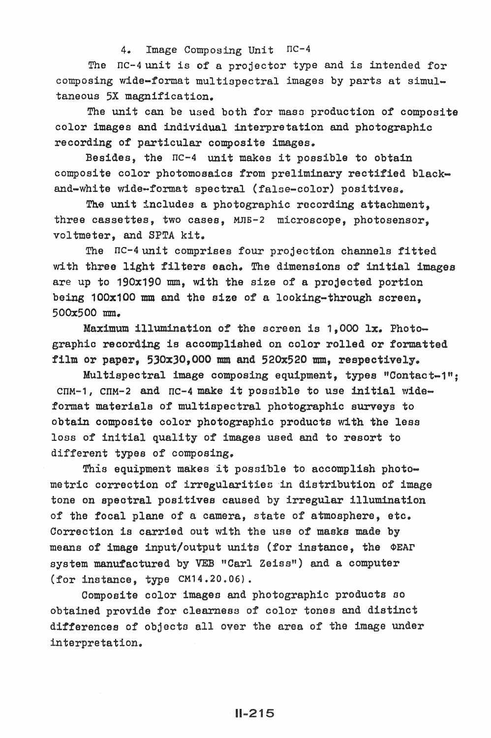4. Image Composing Unit ПС-4

The ПС-4 unit is of a projector type and is intended for composing wide-format multispectral images by parts at simultaneous 5X magnification.

The unit can be used both for mass production of composite color images and individual interpretation and photographic recording of particular composite images.

Besides, the ПС-4 unit makes it possible to obtain composite color photomosaics from preliminary rectified black-and-white wide-format spectral (false-color) positives.

The unit includes a photographic recording attachment, three cassettes, two cases, МЛБ-2 microscope, photosensor, voltmeter, and SPTA kit.

The ПС-4 unit comprises four projection channels fitted with three light filters each. The dimensions of initial images are up to 190x190 mm, with the size of a projected portion being 100x100 mm and the size of a looking-through screen, 500x500 mm.

Maximum illumination of the screen is 1,000 lx. Photographic recording is accomplished on color rolled or formatted film or paper, 530x30,000 mm and 520x520 mm, respectively.

Multispectral image composing equipment, types "Contact-1"; СПМ-1, СПМ-2 and ПС-4 make it possible to use initial wide-format materials of multispectral photographic surveys to obtain composite color photographic products with the less loss of initial quality of images used and to resort to different types of composing.

This equipment makes it possible to accomplish photometric correction of irregularities in distribution of image tone on spectral positives caused by irregular illumination of the focal plane of a camera, state of atmosphere, etc. Correction is carried out with the use of masks made by means of image input/output units (for instance, the ФЕАГ system manufactured by VEB "Carl Zeiss") and a computer (for instance, type CM14.20.06).

Composite color images and photographic products so obtained provide for clearness of color tones and distinct differences of objects all over the area of the image under interpretation.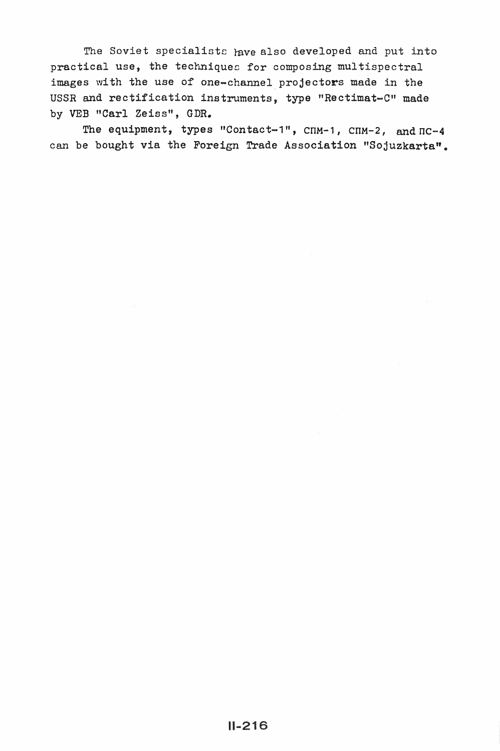The Soviet specialists have also developed and put into practical use, the techniques for composing multispectral images with the use of one-channel projectors made in the USSR and rectification instruments, type "Rectimat-C" made by VEB "Carl Zeiss", GDR.

The equipment, types "Contact-1", СПМ-1, СПМ-2, and ПС-4 can be bought via the Foreign Trade Association "Sojuzkarta".